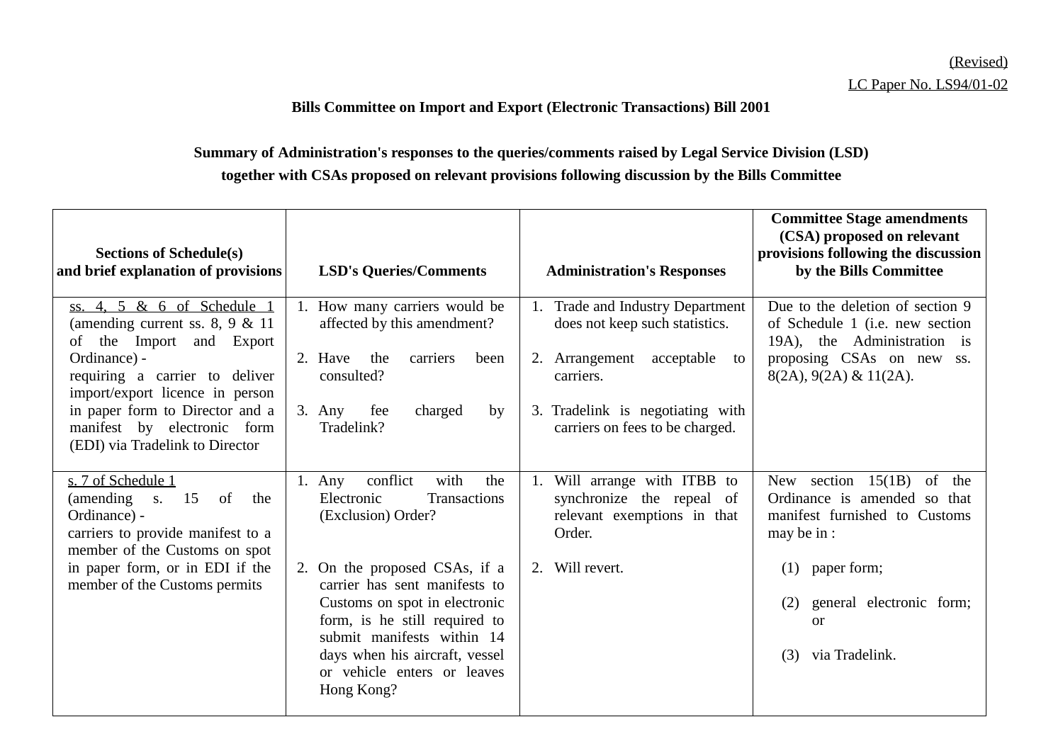(Revised)

LC Paper No. LS94/01-02

**Bills Committee on Import and Export (Electronic Transactions) Bill 2001**

**Summary of Administration's responses to the queries/comments raised by Legal Service Division (LSD) together with CSAs proposed on relevant provisions following discussion by the Bills Committee**

| Sections of Schedule(s) and brief explanation of provisions | LSD's Queries/Comments | Administration's Responses | Committee Stage amendments (CSA) proposed on relevant provisions following the discussion by the Bills Committee |
|---|---|---|---|
| ss. 4, 5 & 6 of Schedule 1 (amending current ss. 8, 9 & 11 of the Import and Export Ordinance) - requiring a carrier to deliver import/export licence in person in paper form to Director and a manifest by electronic form (EDI) via Tradelink to Director | 1. How many carriers would be affected by this amendment?<br><br>2. Have the carriers been consulted?<br><br>3. Any fee charged by Tradelink? | 1. Trade and Industry Department does not keep such statistics.<br><br>2. Arrangement acceptable to carriers.<br><br>3. Tradelink is negotiating with carriers on fees to be charged. | Due to the deletion of section 9 of Schedule 1 (i.e. new section 19A), the Administration is proposing CSAs on new ss. 8(2A), 9(2A) & 11(2A). |
| s. 7 of Schedule 1 (amending s. 15 of the Ordinance) - carriers to provide manifest to a member of the Customs on spot in paper form, or in EDI if the member of the Customs permits | 1. Any conflict with the Electronic Transactions (Exclusion) Order?<br><br>2. On the proposed CSAs, if a carrier has sent manifests to Customs on spot in electronic form, is he still required to submit manifests within 14 days when his aircraft, vessel or vehicle enters or leaves Hong Kong? | 1. Will arrange with ITBB to synchronize the repeal of relevant exemptions in that Order.<br><br>2. Will revert. | New section 15(1B) of the Ordinance is amended so that manifest furnished to Customs may be in :<br><br>(1) paper form;<br><br>(2) general electronic form; or<br><br>(3) via Tradelink. |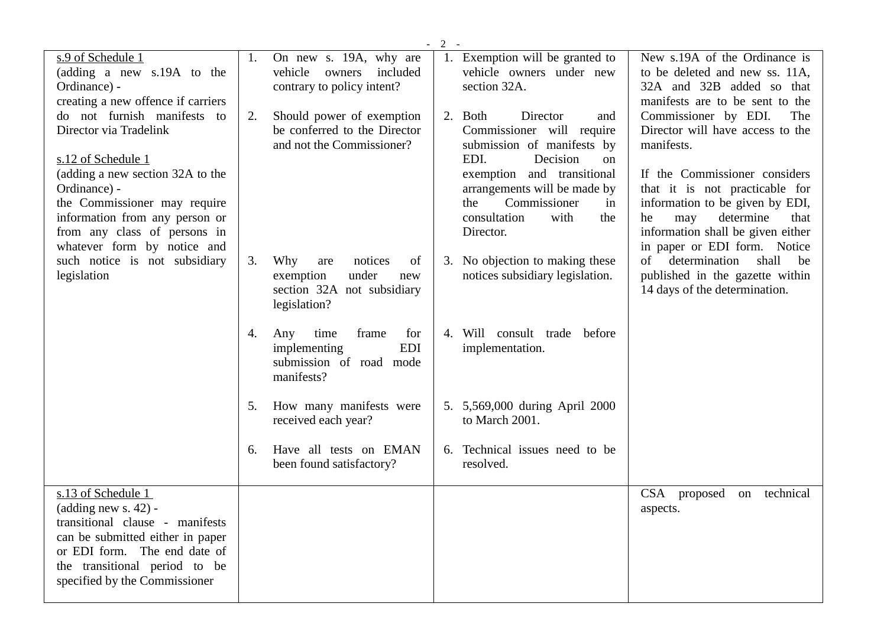| s.9 of Schedule 1<br>(adding a new s.19A to the Ordinance) -<br>creating a new offence if carriers do not furnish manifests to Director via Tradelink<br><br>s.12 of Schedule 1<br>(adding a new section 32A to the Ordinance) -<br>the Commissioner may require information from any person or from any class of persons in whatever form by notice and such notice is not subsidiary legislation | 1. On new s. 19A, why are vehicle owners included contrary to policy intent?<br><br>2. Should power of exemption be conferred to the Director and not the Commissioner?<br><br>3. Why are notices of exemption under new section 32A not subsidiary legislation?<br><br>4. Any time frame for implementing EDI submission of road mode manifests?<br><br>5. How many manifests were received each year?<br><br>6. Have all tests on EMAN been found satisfactory? | 1. Exemption will be granted to vehicle owners under new section 32A.<br><br>2. Both Director and Commissioner will require submission of manifests by EDI. Decision on exemption and transitional arrangements will be made by the Commissioner in consultation with the Director.<br><br>3. No objection to making these notices subsidiary legislation.<br><br>4. Will consult trade before implementation.<br><br>5. 5,569,000 during April 2000 to March 2001.<br><br>6. Technical issues need to be resolved. | New s.19A of the Ordinance is to be deleted and new ss. 11A, 32A and 32B added so that manifests are to be sent to the Commissioner by EDI. The Director will have access to the manifests.<br><br>If the Commissioner considers that it is not practicable for information to be given by EDI, he may determine that information shall be given either in paper or EDI form. Notice of determination shall be published in the gazette within 14 days of the determination. |
|---|---|---|---|
| s.13 of Schedule 1<br>(adding new s. 42) -<br>transitional clause - manifests can be submitted either in paper or EDI form. The end date of the transitional period to be specified by the Commissioner | | | CSA proposed on technical aspects. |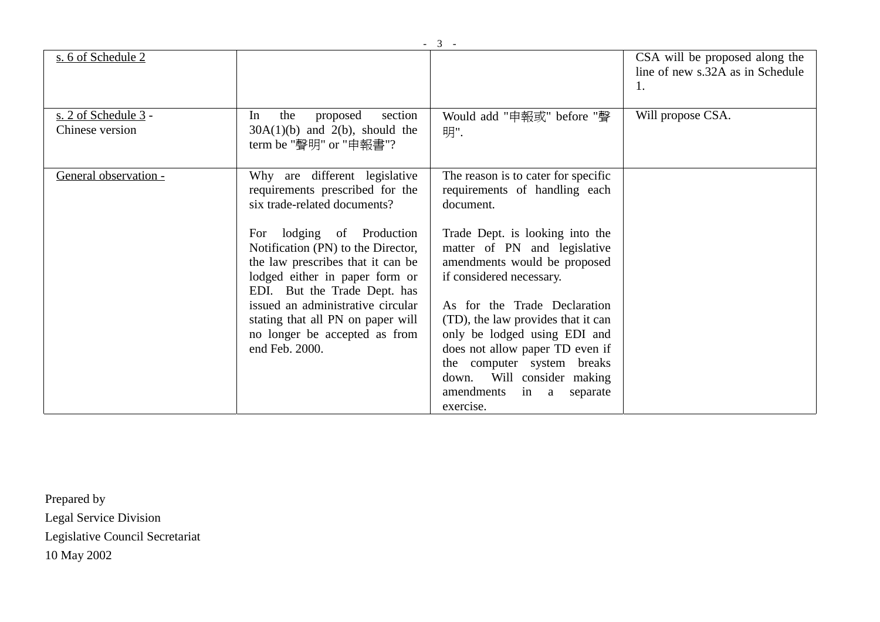| | | | |
|---|---|---|---|
| s. 6 of Schedule 2 | | | CSA will be proposed along the line of new s.32A as in Schedule 1. |
| s. 2 of Schedule 3 - Chinese version | In the proposed section 30A(1)(b) and 2(b), should the term be "聲明" or "申報書"? | Would add "申報或" before "聲明". | Will propose CSA. |
| General observation - | Why are different legislative requirements prescribed for the six trade-related documents?<br><br>For lodging of Production Notification (PN) to the Director, the law prescribes that it can be lodged either in paper form or EDI. But the Trade Dept. has issued an administrative circular stating that all PN on paper will no longer be accepted as from end Feb. 2000. | The reason is to cater for specific requirements of handling each document.<br><br>Trade Dept. is looking into the matter of PN and legislative amendments would be proposed if considered necessary.<br><br>As for the Trade Declaration (TD), the law provides that it can only be lodged using EDI and does not allow paper TD even if the computer system breaks down. Will consider making amendments in a separate exercise. | |

Prepared by
Legal Service Division
Legislative Council Secretariat
10 May 2002